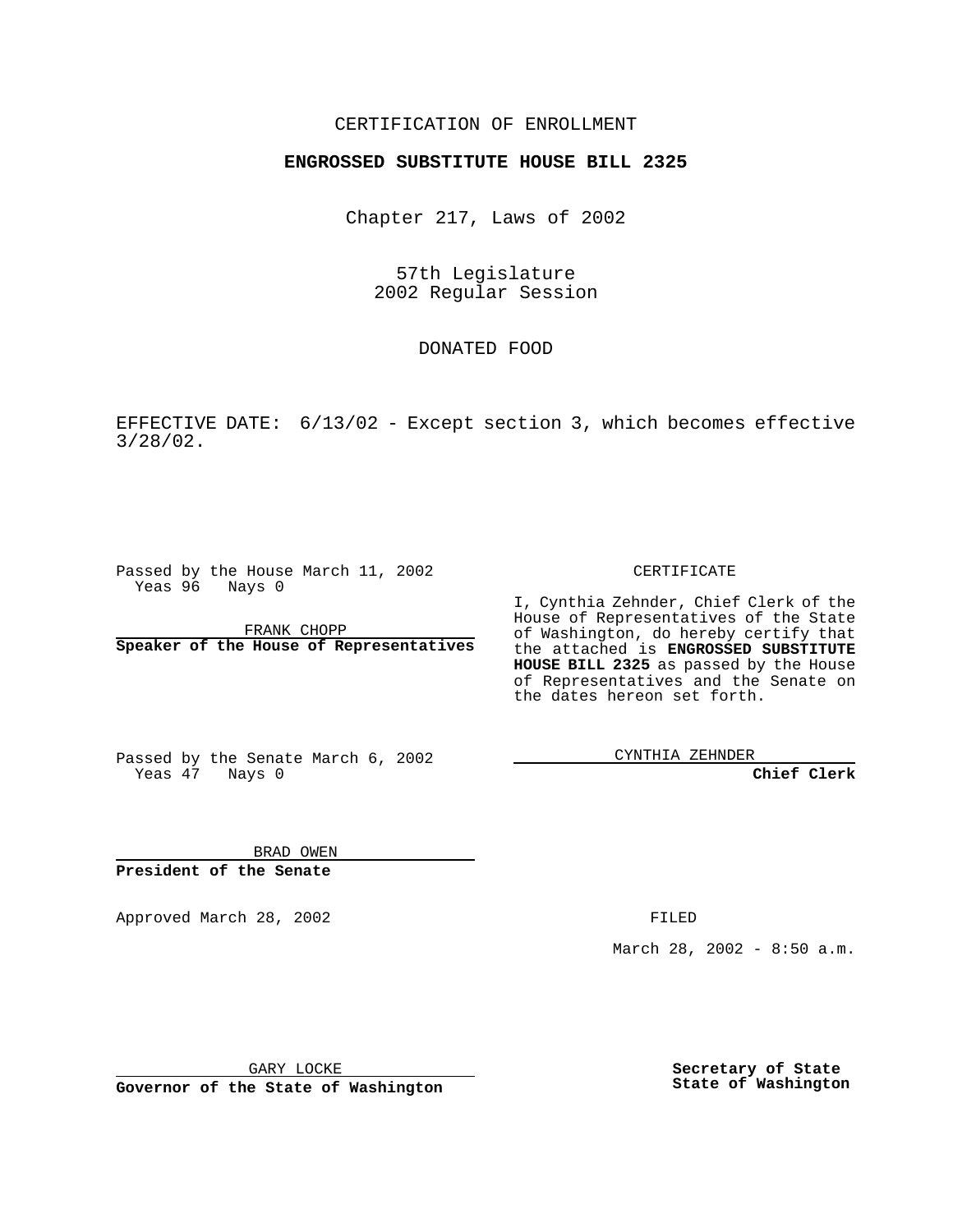CERTIFICATION OF ENROLLMENT

**ENGROSSED SUBSTITUTE HOUSE BILL 2325**

Chapter 217, Laws of 2002

57th Legislature
2002 Regular Session

DONATED FOOD

EFFECTIVE DATE: 6/13/02 - Except section 3, which becomes effective 3/28/02.

Passed by the House March 11, 2002
Yeas 96 Nays 0

FRANK CHOPP
**Speaker of the House of Representatives**

Passed by the Senate March 6, 2002
Yeas 47 Nays 0

BRAD OWEN
**President of the Senate**

Approved March 28, 2002

GARY LOCKE
**Governor of the State of Washington**

CERTIFICATE

I, Cynthia Zehnder, Chief Clerk of the House of Representatives of the State of Washington, do hereby certify that the attached is **ENGROSSED SUBSTITUTE HOUSE BILL 2325** as passed by the House of Representatives and the Senate on the dates hereon set forth.

CYNTHIA ZEHNDER
**Chief Clerk**

FILED

March 28, 2002 - 8:50 a.m.

**Secretary of State**
**State of Washington**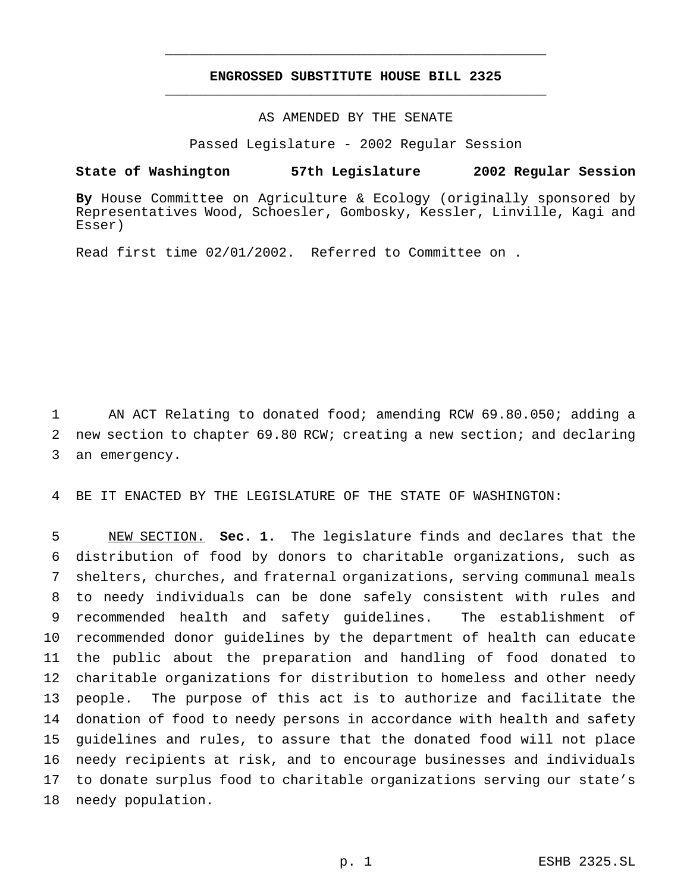# ENGROSSED SUBSTITUTE HOUSE BILL 2325

AS AMENDED BY THE SENATE

Passed Legislature - 2002 Regular Session

**State of Washington 57th Legislature 2002 Regular Session**

**By** House Committee on Agriculture & Ecology (originally sponsored by Representatives Wood, Schoesler, Gombosky, Kessler, Linville, Kagi and Esser)

Read first time 02/01/2002. Referred to Committee on .

AN ACT Relating to donated food; amending RCW 69.80.050; adding a new section to chapter 69.80 RCW; creating a new section; and declaring an emergency.

BE IT ENACTED BY THE LEGISLATURE OF THE STATE OF WASHINGTON:

NEW SECTION. **Sec. 1.** The legislature finds and declares that the distribution of food by donors to charitable organizations, such as shelters, churches, and fraternal organizations, serving communal meals to needy individuals can be done safely consistent with rules and recommended health and safety guidelines. The establishment of recommended donor guidelines by the department of health can educate the public about the preparation and handling of food donated to charitable organizations for distribution to homeless and other needy people. The purpose of this act is to authorize and facilitate the donation of food to needy persons in accordance with health and safety guidelines and rules, to assure that the donated food will not place needy recipients at risk, and to encourage businesses and individuals to donate surplus food to charitable organizations serving our state's needy population.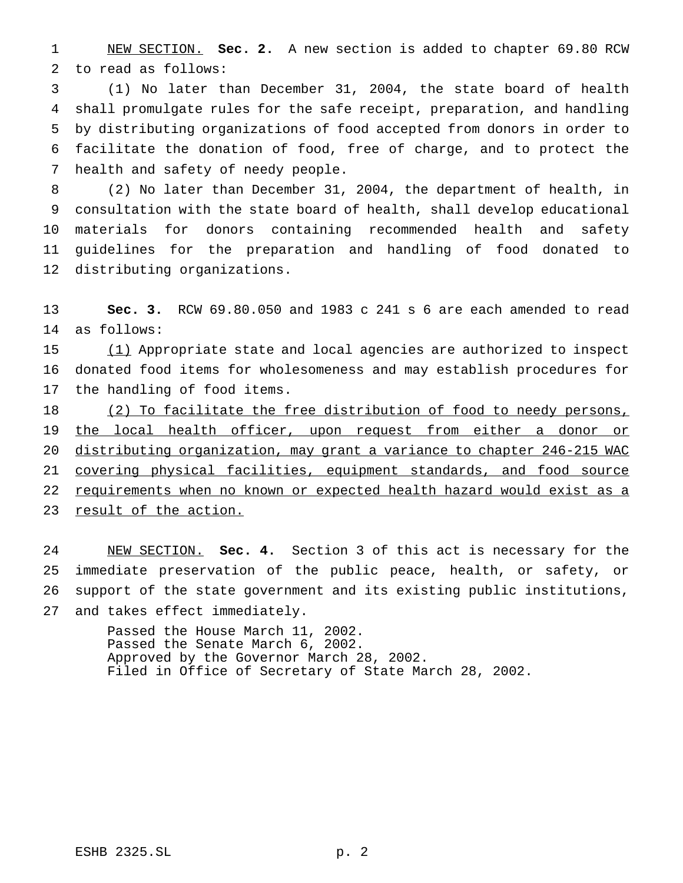NEW SECTION. **Sec. 2.** A new section is added to chapter 69.80 RCW to read as follows:

(1) No later than December 31, 2004, the state board of health shall promulgate rules for the safe receipt, preparation, and handling by distributing organizations of food accepted from donors in order to facilitate the donation of food, free of charge, and to protect the health and safety of needy people.

(2) No later than December 31, 2004, the department of health, in consultation with the state board of health, shall develop educational materials for donors containing recommended health and safety guidelines for the preparation and handling of food donated to distributing organizations.

**Sec. 3.** RCW 69.80.050 and 1983 c 241 s 6 are each amended to read as follows:

(1) Appropriate state and local agencies are authorized to inspect donated food items for wholesomeness and may establish procedures for the handling of food items.

(2) To facilitate the free distribution of food to needy persons, the local health officer, upon request from either a donor or distributing organization, may grant a variance to chapter 246-215 WAC covering physical facilities, equipment standards, and food source requirements when no known or expected health hazard would exist as a result of the action.

NEW SECTION. **Sec. 4.** Section 3 of this act is necessary for the immediate preservation of the public peace, health, or safety, or support of the state government and its existing public institutions, and takes effect immediately.

Passed the House March 11, 2002.
Passed the Senate March 6, 2002.
Approved by the Governor March 28, 2002.
Filed in Office of Secretary of State March 28, 2002.